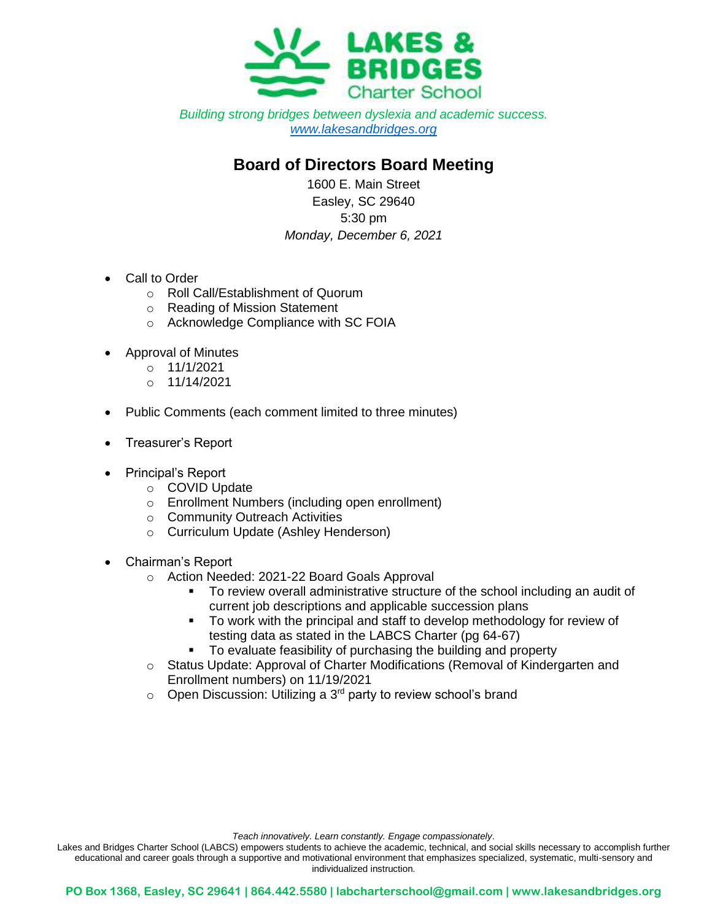**LAKES & BRIDGES**
Charter School

*Building strong bridges between dyslexia and academic success.*
[www.lakesandbridges.org](http://www.lakesandbridges.org)

# Board of Directors Board Meeting

1600 E. Main Street
Easley, SC 29640
5:30 pm
*Monday, December 6, 2021*

- Call to Order
  - Roll Call/Establishment of Quorum
  - Reading of Mission Statement
  - Acknowledge Compliance with SC FOIA
- Approval of Minutes
  - 11/1/2021
  - 11/14/2021
- Public Comments (each comment limited to three minutes)
- Treasurer's Report
- Principal's Report
  - COVID Update
  - Enrollment Numbers (including open enrollment)
  - Community Outreach Activities
  - Curriculum Update (Ashley Henderson)
- Chairman's Report
  - Action Needed: 2021-22 Board Goals Approval
    - To review overall administrative structure of the school including an audit of current job descriptions and applicable succession plans
    - To work with the principal and staff to develop methodology for review of testing data as stated in the LABCS Charter (pg 64-67)
    - To evaluate feasibility of purchasing the building and property
  - Status Update: Approval of Charter Modifications (Removal of Kindergarten and Enrollment numbers) on 11/19/2021
  - Open Discussion: Utilizing a 3rd party to review school's brand

*Teach innovatively. Learn constantly. Engage compassionately*.

Lakes and Bridges Charter School (LABCS) empowers students to achieve the academic, technical, and social skills necessary to accomplish further educational and career goals through a supportive and motivational environment that emphasizes specialized, systematic, multi-sensory and individualized instruction.

**PO Box 1368, Easley, SC 29641 | 864.442.5580 | labcharterschool@gmail.com | www.lakesandbridges.org**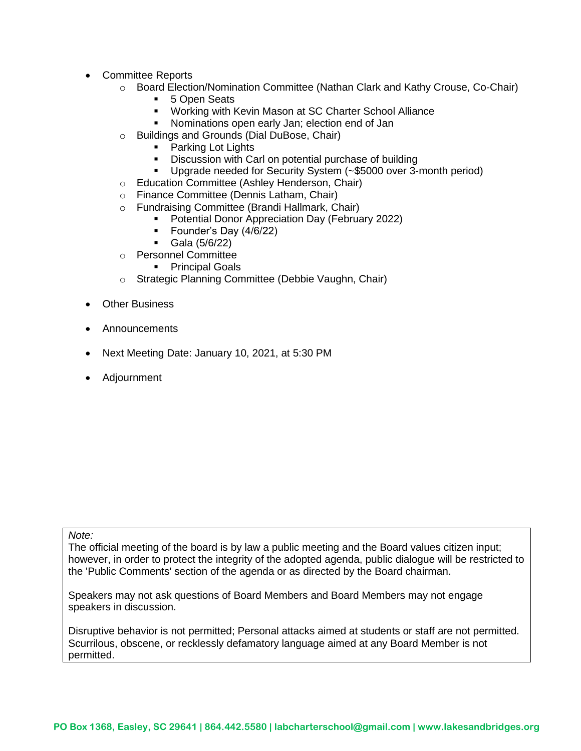- Committee Reports
    - Board Election/Nomination Committee (Nathan Clark and Kathy Crouse, Co-Chair)
        - 5 Open Seats
        - Working with Kevin Mason at SC Charter School Alliance
        - Nominations open early Jan; election end of Jan
    - Buildings and Grounds (Dial DuBose, Chair)
        - Parking Lot Lights
        - Discussion with Carl on potential purchase of building
        - Upgrade needed for Security System (~$5000 over 3-month period)
    - Education Committee (Ashley Henderson, Chair)
    - Finance Committee (Dennis Latham, Chair)
    - Fundraising Committee (Brandi Hallmark, Chair)
        - Potential Donor Appreciation Day (February 2022)
        - Founder's Day (4/6/22)
        - Gala (5/6/22)
    - Personnel Committee
        - Principal Goals
    - Strategic Planning Committee (Debbie Vaughn, Chair)

- Other Business

- Announcements

- Next Meeting Date: January 10, 2021, at 5:30 PM

- Adjournment

*Note:*
The official meeting of the board is by law a public meeting and the Board values citizen input; however, in order to protect the integrity of the adopted agenda, public dialogue will be restricted to the 'Public Comments' section of the agenda or as directed by the Board chairman.

Speakers may not ask questions of Board Members and Board Members may not engage speakers in discussion.

Disruptive behavior is not permitted; Personal attacks aimed at students or staff are not permitted. Scurrilous, obscene, or recklessly defamatory language aimed at any Board Member is not permitted.

**PO Box 1368, Easley, SC 29641 | 864.442.5580 | labcharterschool@gmail.com | www.lakesandbridges.org**